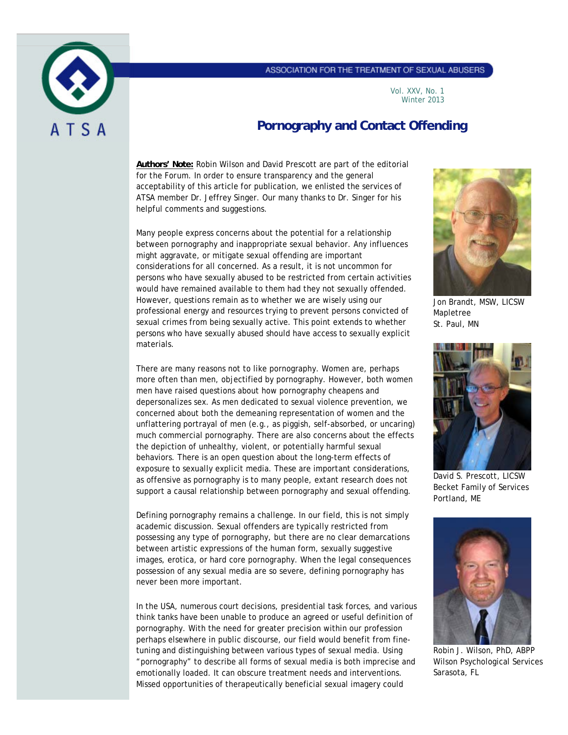ATSA

ASSOCIATION FOR THE TREATMENT OF SEXUAL ABUSERS

Vol. XXV, No. 1
Winter 2013

# Pornography and Contact Offending

**Authors' Note:** Robin Wilson and David Prescott are part of the editorial for the Forum. In order to ensure transparency and the general acceptability of this article for publication, we enlisted the services of ATSA member Dr. Jeffrey Singer. Our many thanks to Dr. Singer for his helpful comments and suggestions.

Many people express concerns about the potential for a relationship between pornography and inappropriate sexual behavior. Any influences might aggravate, or mitigate sexual offending are important considerations for all concerned. As a result, it is not uncommon for persons who have sexually abused to be restricted from certain activities would have remained available to them had they not sexually offended. However, questions remain as to whether we are wisely using our professional energy and resources trying to prevent persons convicted of sexual crimes from being sexually active. This point extends to whether persons who have sexually abused should have access to sexually explicit materials.

There are many reasons not to like pornography. Women are, perhaps more often than men, objectified by pornography. However, both women men have raised questions about how pornography cheapens and depersonalizes sex. As men dedicated to sexual violence prevention, we concerned about both the demeaning representation of women and the unflattering portrayal of men (e.g., as piggish, self-absorbed, or uncaring) much commercial pornography. There are also concerns about the effects the depiction of unhealthy, violent, or potentially harmful sexual behaviors. There is an open question about the long-term effects of exposure to sexually explicit media. These are important considerations, as offensive as pornography is to many people, extant research does not support a causal relationship between pornography and sexual offending.

Defining pornography remains a challenge. In our field, this is not simply academic discussion. Sexual offenders are typically restricted from possessing any type of pornography, but there are no clear demarcations between artistic expressions of the human form, sexually suggestive images, erotica, or hard core pornography. When the legal consequences possession of any sexual media are so severe, defining pornography has never been more important.

In the USA, numerous court decisions, presidential task forces, and various think tanks have been unable to produce an agreed or useful definition of pornography. With the need for greater precision within our profession perhaps elsewhere in public discourse, our field would benefit from fine-tuning and distinguishing between various types of sexual media. Using "pornography" to describe all forms of sexual media is both imprecise and emotionally loaded. It can obscure treatment needs and interventions. Missed opportunities of therapeutically beneficial sexual imagery could

Jon Brandt, MSW, LICSW
Mapletree
St. Paul, MN

David S. Prescott, LICSW
Becket Family of Services
Portland, ME

Robin J. Wilson, PhD, ABPP
Wilson Psychological Services
Sarasota, FL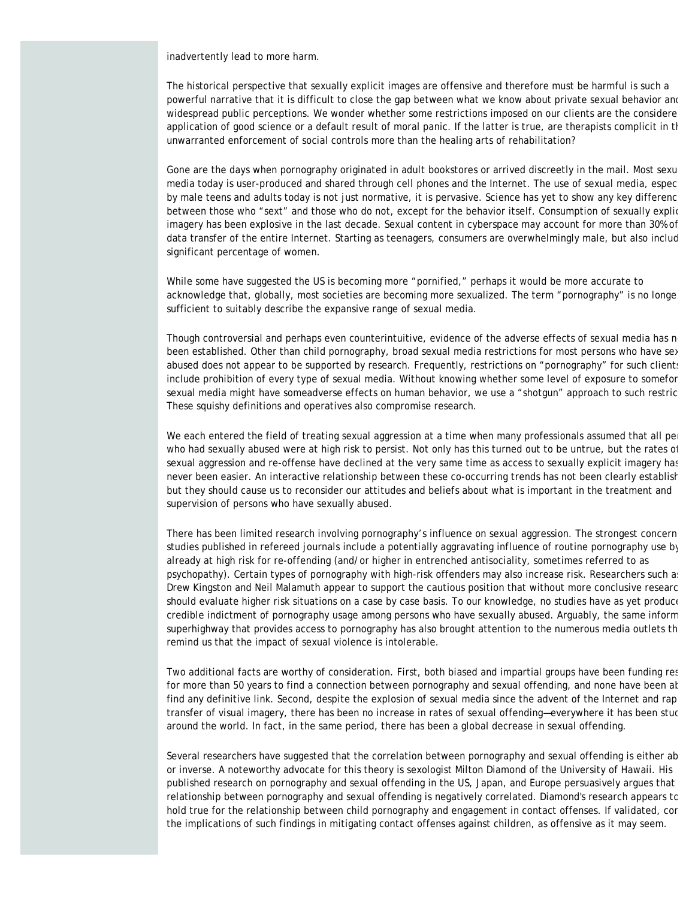inadvertently lead to more harm.

The historical perspective that sexually explicit images are offensive and therefore must be harmful is such a powerful narrative that it is difficult to close the gap between what we know about private sexual behavior and widespread public perceptions. We wonder whether some restrictions imposed on our clients are the considered application of good science or a default result of moral panic. If the latter is true, are therapists complicit in the unwarranted enforcement of social controls more than the healing arts of rehabilitation?

Gone are the days when pornography originated in adult bookstores or arrived discreetly in the mail. Most sexual media today is user-produced and shared through cell phones and the Internet. The use of sexual media, especially by male teens and adults today is not just normative, it is pervasive. Science has yet to show any key difference between those who "sext" and those who do not, except for the behavior itself. Consumption of sexually explicit imagery has been explosive in the last decade. Sexual content in cyberspace may account for more than 30% of data transfer of the entire Internet. Starting as teenagers, consumers are overwhelmingly male, but also include a significant percentage of women.

While some have suggested the US is becoming more "pornified," perhaps it would be more accurate to acknowledge that, globally, most societies are becoming more sexualized. The term "pornography" is no longer sufficient to suitably describe the expansive range of sexual media.

Though controversial and perhaps even counterintuitive, evidence of the adverse effects of sexual media has not been established. Other than child pornography, broad sexual media restrictions for most persons who have sexually abused does not appear to be supported by research. Frequently, restrictions on "pornography" for such clients include prohibition of every type of sexual media. Without knowing whether some level of exposure to some form of sexual media might have someadverse effects on human behavior, we use a "shotgun" approach to such restrictions. These squishy definitions and operatives also compromise research.

We each entered the field of treating sexual aggression at a time when many professionals assumed that all persons who had sexually abused were at high risk to persist. Not only has this turned out to be untrue, but the rates of sexual aggression and re-offense have declined at the very same time as access to sexually explicit imagery has never been easier. An interactive relationship between these co-occurring trends has not been clearly established, but they should cause us to reconsider our attitudes and beliefs about what is important in the treatment and supervision of persons who have sexually abused.

There has been limited research involving pornography's influence on sexual aggression. The strongest concerns in studies published in refereed journals include a potentially aggravating influence of routine pornography use by those already at high risk for re-offending (and/or higher in entrenched antisociality, sometimes referred to as psychopathy). Certain types of pornography with high-risk offenders may also increase risk. Researchers such as Drew Kingston and Neil Malamuth appear to support the cautious position that without more conclusive research we should evaluate higher risk situations on a case by case basis. To our knowledge, no studies have as yet produced a credible indictment of pornography usage among persons who have sexually abused. Arguably, the same information superhighway that provides access to pornography has also brought attention to the numerous media outlets that remind us that the impact of sexual violence is intolerable.

Two additional facts are worthy of consideration. First, both biased and impartial groups have been funding research for more than 50 years to find a connection between pornography and sexual offending, and none have been able to find any definitive link. Second, despite the explosion of sexual media since the advent of the Internet and rapid transfer of visual imagery, there has been no increase in rates of sexual offending—everywhere it has been studied around the world. In fact, in the same period, there has been a global decrease in sexual offending.

Several researchers have suggested that the correlation between pornography and sexual offending is either absent or inverse. A noteworthy advocate for this theory is sexologist Milton Diamond of the University of Hawaii. His published research on pornography and sexual offending in the US, Japan, and Europe persuasively argues that the relationship between pornography and sexual offending is negatively correlated. Diamond's research appears to hold true for the relationship between child pornography and engagement in contact offenses. If validated, consider the implications of such findings in mitigating contact offenses against children, as offensive as it may seem.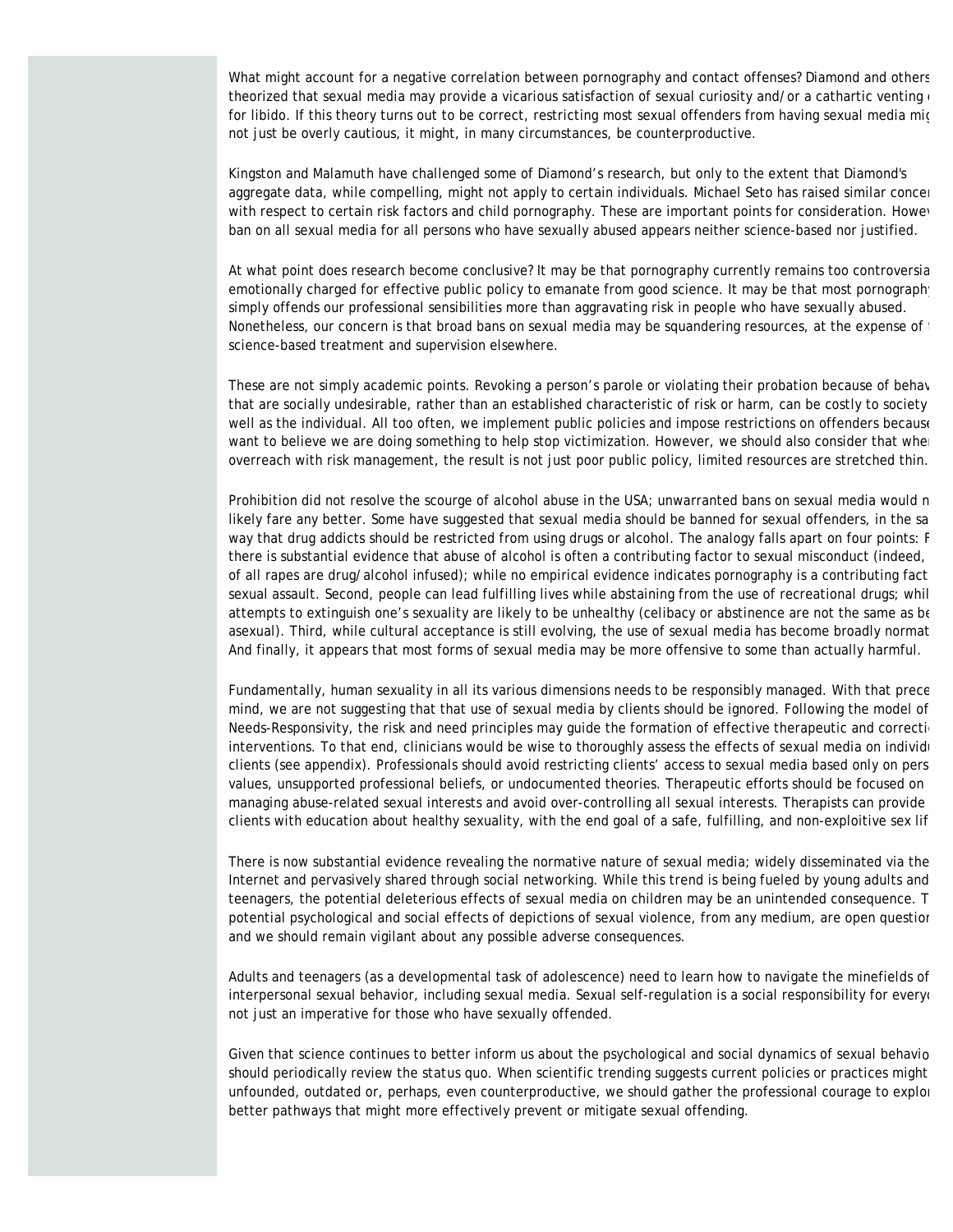What might account for a negative correlation between pornography and contact offenses? Diamond and others theorized that sexual media may provide a vicarious satisfaction of sexual curiosity and/or a cathartic venting for libido. If this theory turns out to be correct, restricting most sexual offenders from having sexual media mig not just be overly cautious, it might, in many circumstances, be counterproductive.

Kingston and Malamuth have challenged some of Diamond's research, but only to the extent that Diamond's aggregate data, while compelling, might not apply to certain individuals. Michael Seto has raised similar concer with respect to certain risk factors and child pornography. These are important points for consideration. Howe ban on all sexual media for all persons who have sexually abused appears neither science-based nor justified.

At what point does research become conclusive? It may be that pornography currently remains too controversia emotionally charged for effective public policy to emanate from good science. It may be that most pornograph simply offends our professional sensibilities more than aggravating risk in people who have sexually abused. Nonetheless, our concern is that broad bans on sexual media may be squandering resources, at the expense of science-based treatment and supervision elsewhere.

These are not simply academic points. Revoking a person's parole or violating their probation because of behav that are socially undesirable, rather than an established characteristic of risk or harm, can be costly to society well as the individual. All too often, we implement public policies and impose restrictions on offenders because want to believe we are doing something to help stop victimization. However, we should also consider that whe overreach with risk management, the result is not just poor public policy, limited resources are stretched thin.

Prohibition did not resolve the scourge of alcohol abuse in the USA; unwarranted bans on sexual media would n likely fare any better. Some have suggested that sexual media should be banned for sexual offenders, in the sa way that drug addicts should be restricted from using drugs or alcohol. The analogy falls apart on four points: F there is substantial evidence that abuse of alcohol is often a contributing factor to sexual misconduct (indeed, of all rapes are drug/alcohol infused); while no empirical evidence indicates pornography is a contributing fact sexual assault. Second, people can lead fulfilling lives while abstaining from the use of recreational drugs; whil attempts to extinguish one's sexuality are likely to be unhealthy (celibacy or abstinence are not the same as be asexual). Third, while cultural acceptance is still evolving, the use of sexual media has become broadly normat And finally, it appears that most forms of sexual media may be more offensive to some than actually harmful.

Fundamentally, human sexuality in all its various dimensions needs to be responsibly managed. With that prece mind, we are not suggesting that that use of sexual media by clients should be ignored. Following the model of Needs-Responsivity, the risk and need principles may guide the formation of effective therapeutic and correcti interventions. To that end, clinicians would be wise to thoroughly assess the effects of sexual media on individ clients (see appendix). Professionals should avoid restricting clients' access to sexual media based only on pers values, unsupported professional beliefs, or undocumented theories. Therapeutic efforts should be focused on managing abuse-related sexual interests and avoid over-controlling all sexual interests. Therapists can provide clients with education about healthy sexuality, with the end goal of a safe, fulfilling, and non-exploitive sex lif

There is now substantial evidence revealing the normative nature of sexual media; widely disseminated via the Internet and pervasively shared through social networking. While this trend is being fueled by young adults and teenagers, the potential deleterious effects of sexual media on children may be an unintended consequence. T potential psychological and social effects of depictions of sexual violence, from any medium, are open questio and we should remain vigilant about any possible adverse consequences.

Adults and teenagers (as a developmental task of adolescence) need to learn how to navigate the minefields of interpersonal sexual behavior, including sexual media. Sexual self-regulation is a social responsibility for every not just an imperative for those who have sexually offended.

Given that science continues to better inform us about the psychological and social dynamics of sexual behavio should periodically review the status quo. When scientific trending suggests current policies or practices might unfounded, outdated or, perhaps, even counterproductive, we should gather the professional courage to explo better pathways that might more effectively prevent or mitigate sexual offending.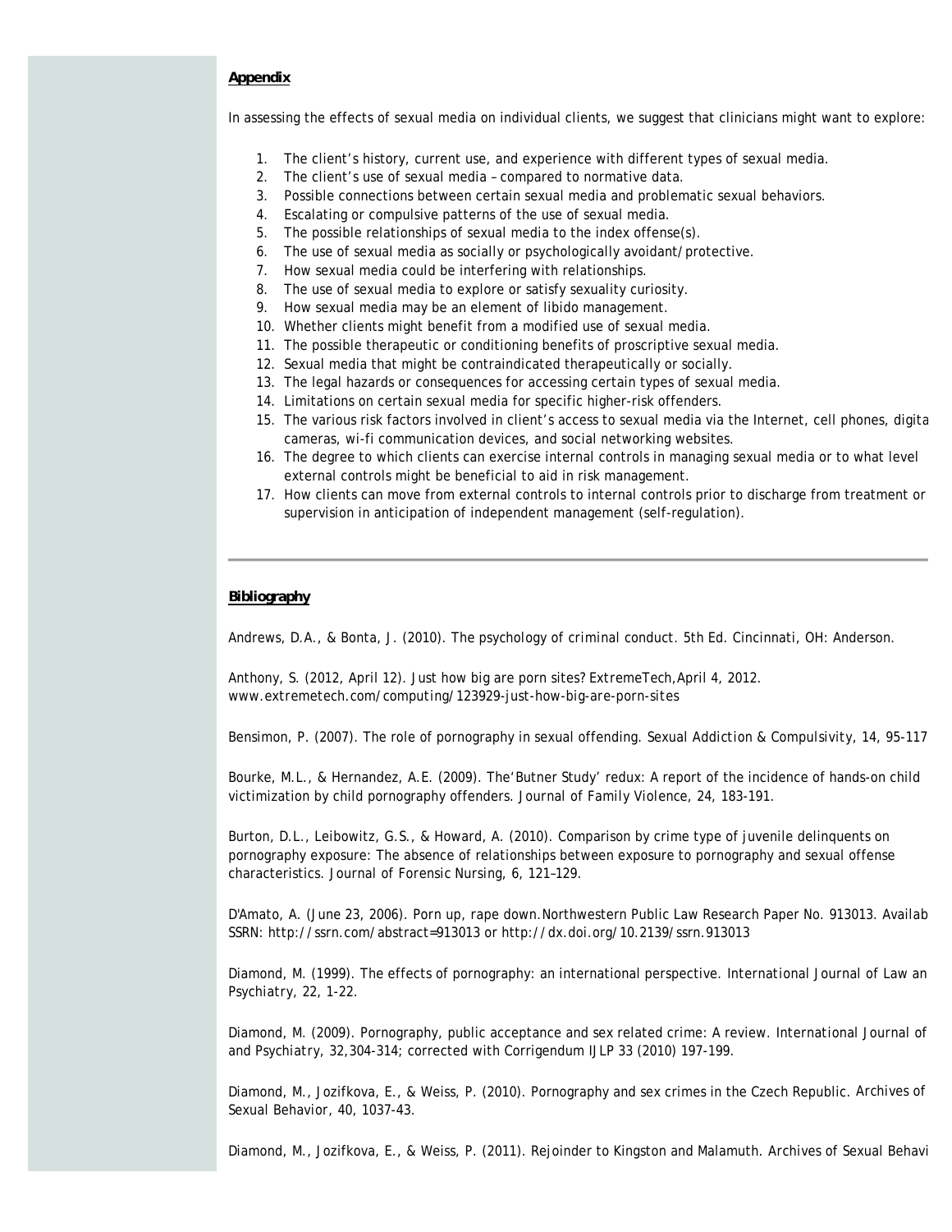## Appendix

In assessing the effects of sexual media on individual clients, we suggest that clinicians might want to explore:

1. The client's history, current use, and experience with different types of sexual media.
2. The client's use of sexual media – compared to normative data.
3. Possible connections between certain sexual media and problematic sexual behaviors.
4. Escalating or compulsive patterns of the use of sexual media.
5. The possible relationships of sexual media to the index offense(s).
6. The use of sexual media as socially or psychologically avoidant/protective.
7. How sexual media could be interfering with relationships.
8. The use of sexual media to explore or satisfy sexuality curiosity.
9. How sexual media may be an element of libido management.
10. Whether clients might benefit from a modified use of sexual media.
11. The possible therapeutic or conditioning benefits of proscriptive sexual media.
12. Sexual media that might be contraindicated therapeutically or socially.
13. The legal hazards or consequences for accessing certain types of sexual media.
14. Limitations on certain sexual media for specific higher-risk offenders.
15. The various risk factors involved in client's access to sexual media via the Internet, cell phones, digita cameras, wi-fi communication devices, and social networking websites.
16. The degree to which clients can exercise internal controls in managing sexual media or to what level external controls might be beneficial to aid in risk management.
17. How clients can move from external controls to internal controls prior to discharge from treatment or supervision in anticipation of independent management (self-regulation).

---

## Bibliography

Andrews, D.A., & Bonta, J. (2010). The psychology of criminal conduct. 5th Ed. Cincinnati, OH: Anderson.

Anthony, S. (2012, April 12). Just how big are porn sites? ExtremeTech,April 4, 2012. www.extremetech.com/computing/123929-just-how-big-are-porn-sites

Bensimon, P. (2007). The role of pornography in sexual offending. Sexual Addiction & Compulsivity, 14, 95-117

Bourke, M.L., & Hernandez, A.E. (2009). The'Butner Study' redux: A report of the incidence of hands-on child victimization by child pornography offenders. Journal of Family Violence, 24, 183-191.

Burton, D.L., Leibowitz, G.S., & Howard, A. (2010). Comparison by crime type of juvenile delinquents on pornography exposure: The absence of relationships between exposure to pornography and sexual offense characteristics. Journal of Forensic Nursing, 6, 121–129.

D'Amato, A. (June 23, 2006). Porn up, rape down.Northwestern Public Law Research Paper No. 913013. Availab SSRN: http://ssrn.com/abstract=913013 or http://dx.doi.org/10.2139/ssrn.913013

Diamond, M. (1999). The effects of pornography: an international perspective. International Journal of Law an Psychiatry, 22, 1-22.

Diamond, M. (2009). Pornography, public acceptance and sex related crime: A review. International Journal of and Psychiatry, 32,304-314; corrected with Corrigendum IJLP 33 (2010) 197-199.

Diamond, M., Jozifkova, E., & Weiss, P. (2010). Pornography and sex crimes in the Czech Republic. Archives of Sexual Behavior, 40, 1037-43.

Diamond, M., Jozifkova, E., & Weiss, P. (2011). Rejoinder to Kingston and Malamuth. Archives of Sexual Behavi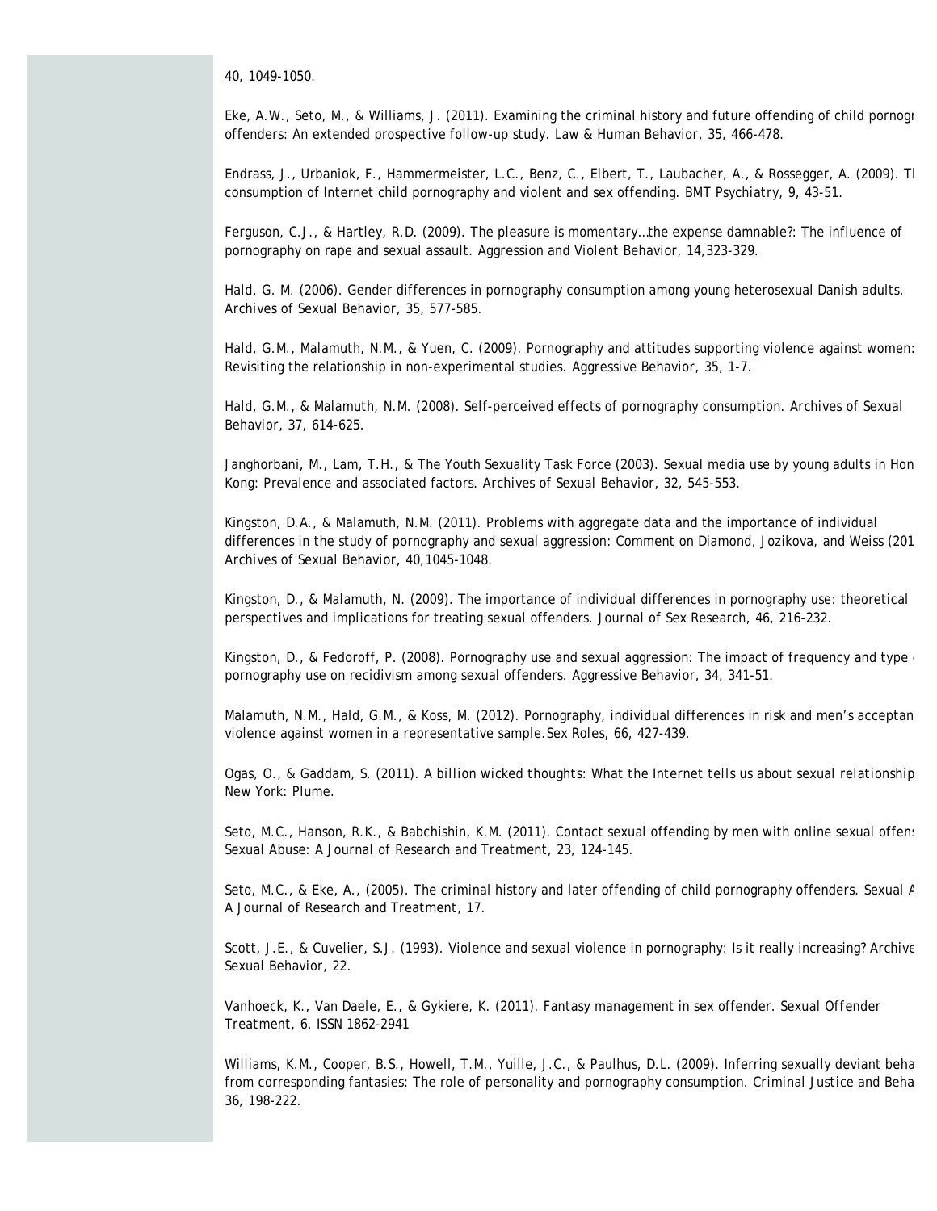40, 1049-1050.

Eke, A.W., Seto, M., & Williams, J. (2011). Examining the criminal history and future offending of child pornogr offenders: An extended prospective follow-up study. Law & Human Behavior, 35, 466-478.

Endrass, J., Urbaniok, F., Hammermeister, L.C., Benz, C., Elbert, T., Laubacher, A., & Rossegger, A. (2009). Th consumption of Internet child pornography and violent and sex offending. BMT Psychiatry, 9, 43-51.

Ferguson, C.J., & Hartley, R.D. (2009). The pleasure is momentary…the expense damnable?: The influence of pornography on rape and sexual assault. Aggression and Violent Behavior, 14,323-329.

Hald, G. M. (2006). Gender differences in pornography consumption among young heterosexual Danish adults. Archives of Sexual Behavior, 35, 577-585.

Hald, G.M., Malamuth, N.M., & Yuen, C. (2009). Pornography and attitudes supporting violence against women: Revisiting the relationship in non-experimental studies. Aggressive Behavior, 35, 1-7.

Hald, G.M., & Malamuth, N.M. (2008). Self-perceived effects of pornography consumption. Archives of Sexual Behavior, 37, 614-625.

Janghorbani, M., Lam, T.H., & The Youth Sexuality Task Force (2003). Sexual media use by young adults in Hon Kong: Prevalence and associated factors. Archives of Sexual Behavior, 32, 545-553.

Kingston, D.A., & Malamuth, N.M. (2011). Problems with aggregate data and the importance of individual differences in the study of pornography and sexual aggression: Comment on Diamond, Jozikova, and Weiss (201 Archives of Sexual Behavior, 40,1045-1048.

Kingston, D., & Malamuth, N. (2009). The importance of individual differences in pornography use: theoretical perspectives and implications for treating sexual offenders. Journal of Sex Research, 46, 216-232.

Kingston, D., & Fedoroff, P. (2008). Pornography use and sexual aggression: The impact of frequency and type pornography use on recidivism among sexual offenders. Aggressive Behavior, 34, 341-51.

Malamuth, N.M., Hald, G.M., & Koss, M. (2012). Pornography, individual differences in risk and men's acceptan violence against women in a representative sample. Sex Roles, 66, 427-439.

Ogas, O., & Gaddam, S. (2011). *A billion wicked thoughts: What the Internet tells us about sexual relationship* New York: Plume.

Seto, M.C., Hanson, R.K., & Babchishin, K.M. (2011). Contact sexual offending by men with online sexual offens Sexual Abuse: A Journal of Research and Treatment, 23, 124-145.

Seto, M.C., & Eke, A., (2005). The criminal history and later offending of child pornography offenders. Sexual A A Journal of Research and Treatment, 17.

Scott, J.E., & Cuvelier, S.J. (1993). Violence and sexual violence in pornography: Is it really increasing? Archive Sexual Behavior, 22.

Vanhoeck, K., Van Daele, E., & Gykiere, K. (2011). Fantasy management in sex offender. Sexual Offender Treatment, 6. ISSN 1862-2941

Williams, K.M., Cooper, B.S., Howell, T.M., Yuille, J.C., & Paulhus, D.L. (2009). Inferring sexually deviant beha from corresponding fantasies: The role of personality and pornography consumption. Criminal Justice and Beha 36, 198-222.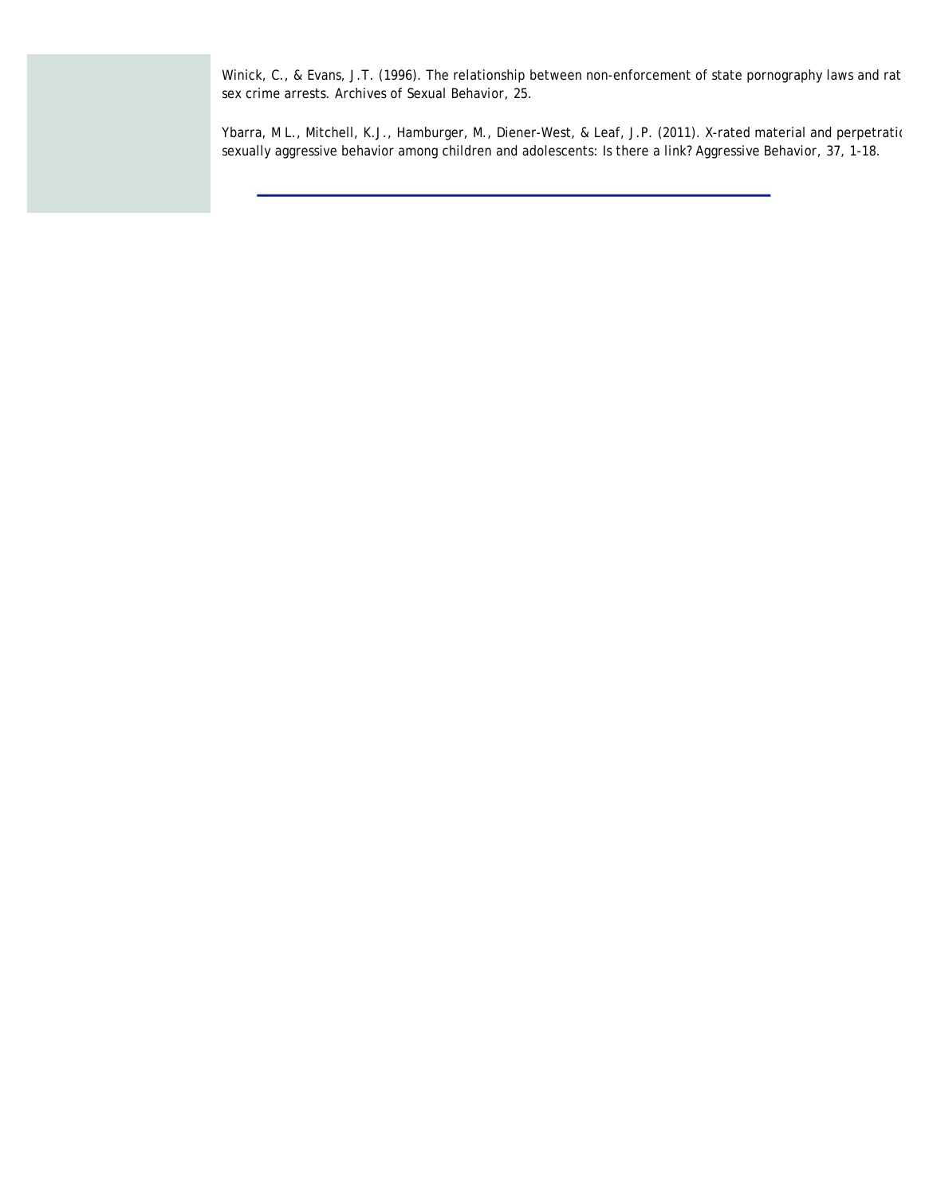Winick, C., & Evans, J.T. (1996). The relationship between non-enforcement of state pornography laws and rat sex crime arrests. *Archives of Sexual Behavior, 25.*

Ybarra, M.L., Mitchell, K.J., Hamburger, M., Diener-West, & Leaf, J.P. (2011). X-rated material and perpetratic sexually aggressive behavior among children and adolescents: Is there a link? *Aggressive Behavior, 37,* 1-18.